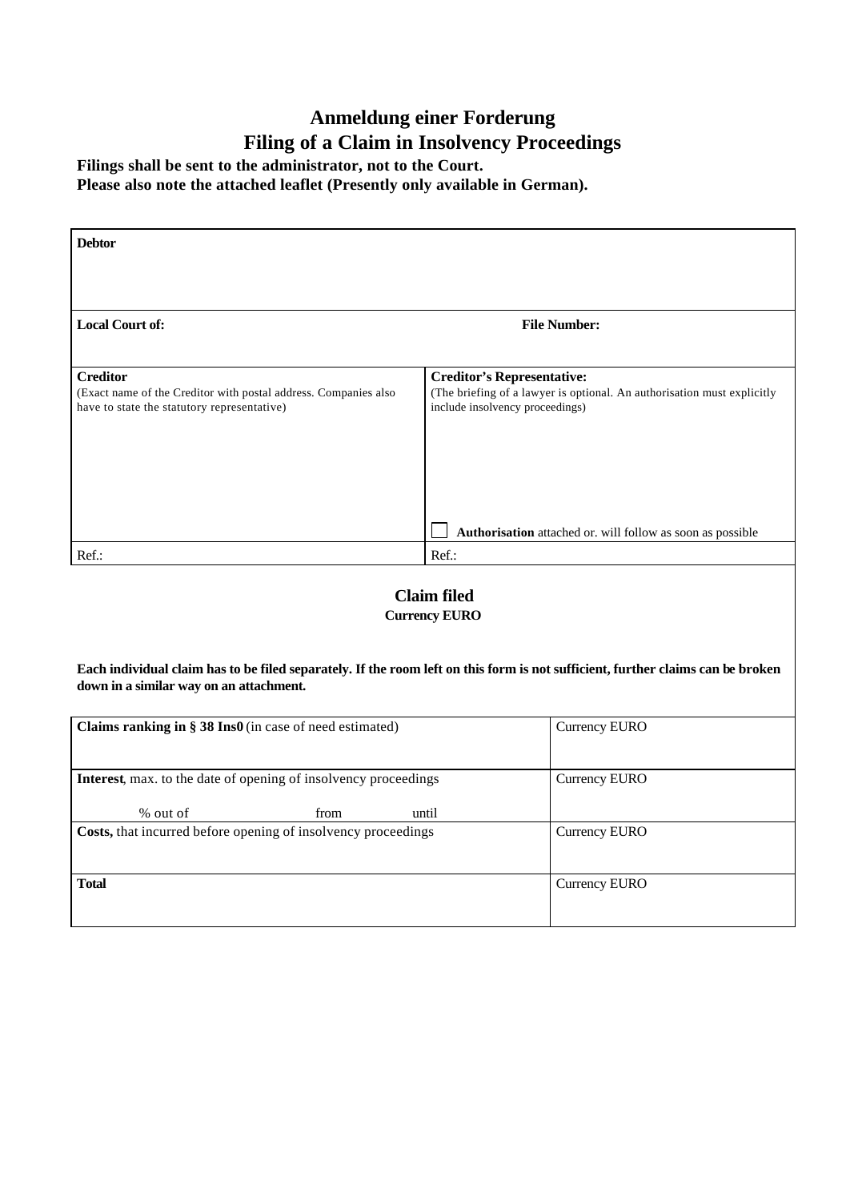# Anmeldung einer Forderung
# Filing of a Claim in Insolvency Proceedings

**Filings shall be sent to the administrator, not to the Court.**
**Please also note the attached leaflet (Presently only available in German).**

| **Debtor** | |
|---|---|
| **Local Court of:** | **File Number:** |
| **Creditor**<br>(Exact name of the Creditor with postal address. Companies also have to state the statutory representative) | **Creditor's Representative:**<br>(The briefing of a lawyer is optional. An authorisation must explicitly include insolvency proceedings)<br><br>☐ **Authorisation** attached or. will follow as soon as possible |
| Ref.: | Ref.: |

## Claim filed
**Currency EURO**

**Each individual claim has to be filed separately. If the room left on this form is not sufficient, further claims can be broken down in a similar way on an attachment.**

| | |
|---|---|
| **Claims ranking in § 38 Ins0** (in case of need estimated) | Currency EURO |
| **Interest**, max. to the date of opening of insolvency proceedings<br>% out of from until | Currency EURO |
| **Costs,** that incurred before opening of insolvency proceedings | Currency EURO |
| **Total** | Currency EURO |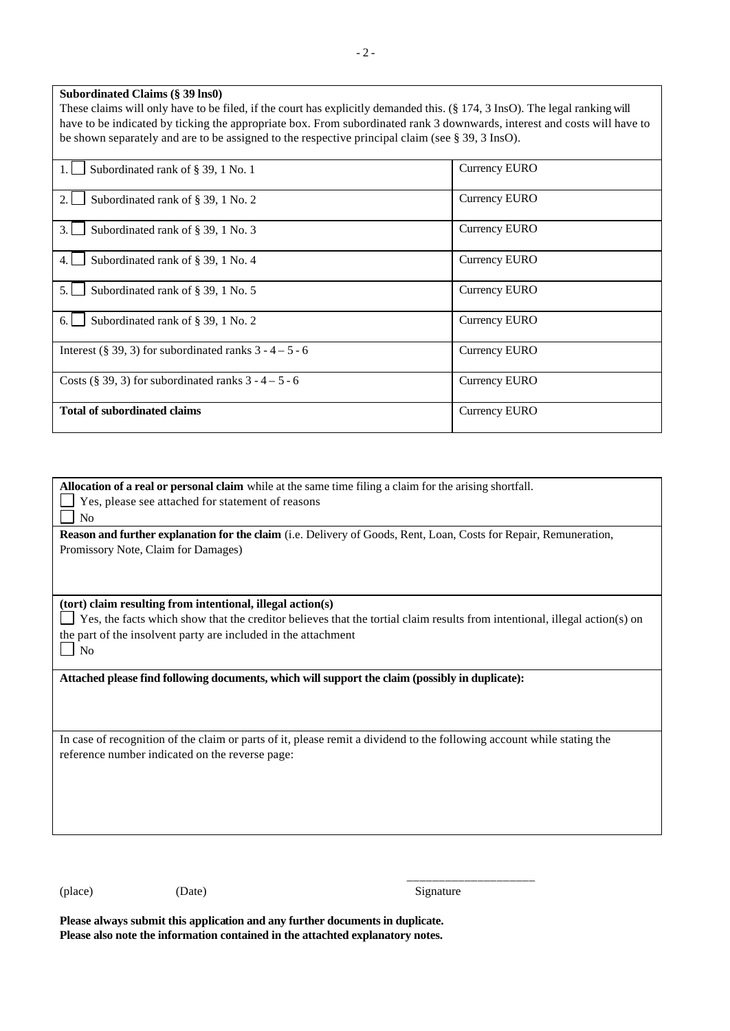**Subordinated Claims (§ 39 lns0)**
These claims will only have to be filed, if the court has explicitly demanded this. (§ 174, 3 InsO). The legal ranking will have to be indicated by ticking the appropriate box. From subordinated rank 3 downwards, interest and costs will have to be shown separately and are to be assigned to the respective principal claim (see § 39, 3 InsO).

| | |
|---|---|
| 1. ☐ Subordinated rank of § 39, 1 No. 1 | Currency EURO |
| 2. ☐ Subordinated rank of § 39, 1 No. 2 | Currency EURO |
| 3. ☐ Subordinated rank of § 39, 1 No. 3 | Currency EURO |
| 4. ☐ Subordinated rank of § 39, 1 No. 4 | Currency EURO |
| 5. ☐ Subordinated rank of § 39, 1 No. 5 | Currency EURO |
| 6. ☐ Subordinated rank of § 39, 1 No. 2 | Currency EURO |
| Interest (§ 39, 3) for subordinated ranks 3 - 4 – 5 - 6 | Currency EURO |
| Costs (§ 39, 3) for subordinated ranks 3 - 4 – 5 - 6 | Currency EURO |
| **Total of subordinated claims** | Currency EURO |

**Allocation of a real or personal claim** while at the same time filing a claim for the arising shortfall.

☐ Yes, please see attached for statement of reasons

☐ No

**Reason and further explanation for the claim** (i.e. Delivery of Goods, Rent, Loan, Costs for Repair, Remuneration, Promissory Note, Claim for Damages)

**(tort) claim resulting from intentional, illegal action(s)**

☐ Yes, the facts which show that the creditor believes that the tortial claim results from intentional, illegal action(s) on the part of the insolvent party are included in the attachment

☐ No

**Attached please find following documents, which will support the claim (possibly in duplicate):**

In case of recognition of the claim or parts of it, please remit a dividend to the following account while stating the reference number indicated on the reverse page:

(place) (Date) ____________________ Signature

**Please always submit this application and any further documents in duplicate.**
**Please also note the information contained in the attachted explanatory notes.**